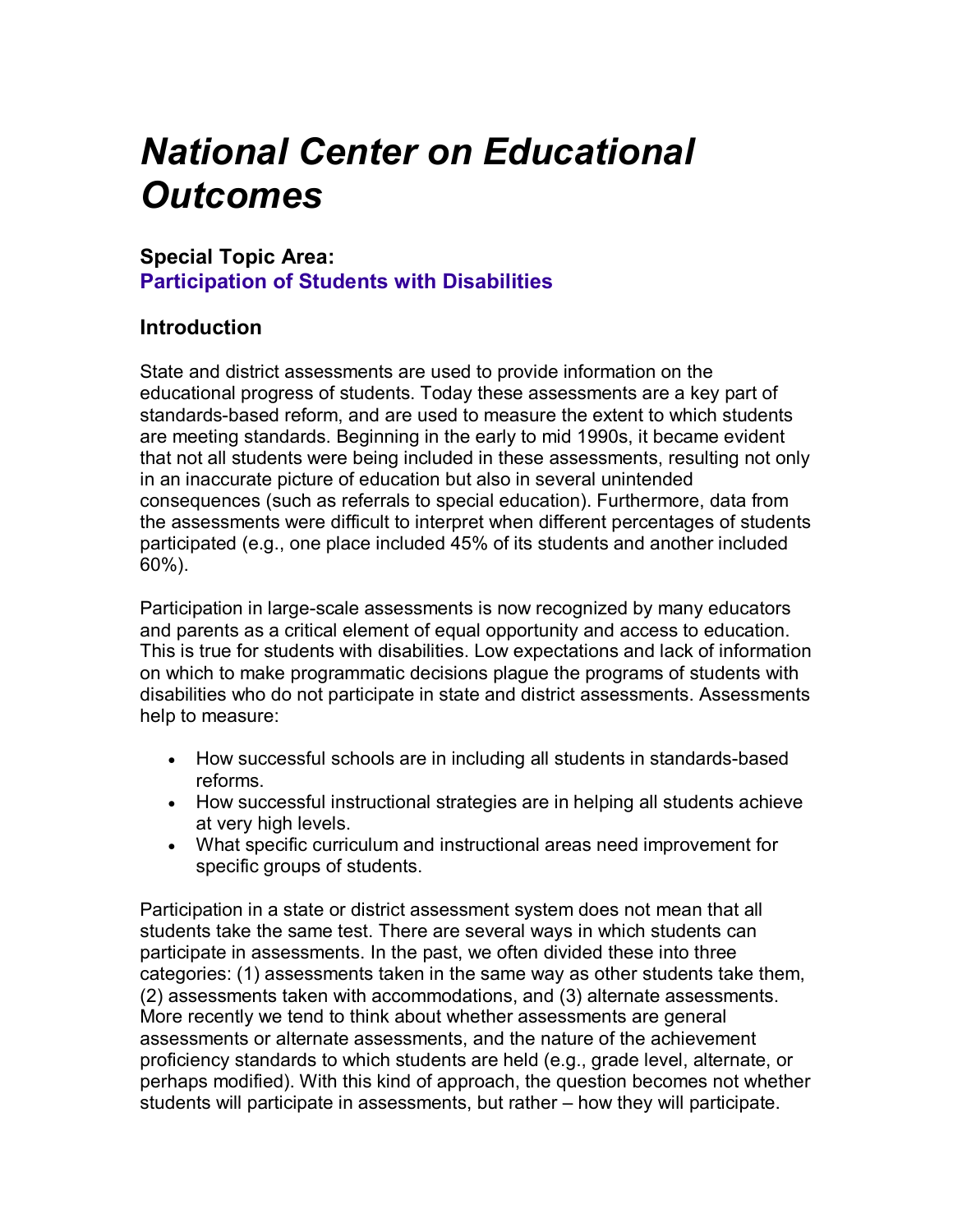# *National Center on Educational Outcomes*

### Special Topic Area:
### Participation of Students with Disabilities

### Introduction

State and district assessments are used to provide information on the educational progress of students. Today these assessments are a key part of standards-based reform, and are used to measure the extent to which students are meeting standards. Beginning in the early to mid 1990s, it became evident that not all students were being included in these assessments, resulting not only in an inaccurate picture of education but also in several unintended consequences (such as referrals to special education). Furthermore, data from the assessments were difficult to interpret when different percentages of students participated (e.g., one place included 45% of its students and another included 60%).

Participation in large-scale assessments is now recognized by many educators and parents as a critical element of equal opportunity and access to education. This is true for students with disabilities. Low expectations and lack of information on which to make programmatic decisions plague the programs of students with disabilities who do not participate in state and district assessments. Assessments help to measure:

- How successful schools are in including all students in standards-based reforms.
- How successful instructional strategies are in helping all students achieve at very high levels.
- What specific curriculum and instructional areas need improvement for specific groups of students.

Participation in a state or district assessment system does not mean that all students take the same test. There are several ways in which students can participate in assessments. In the past, we often divided these into three categories: (1) assessments taken in the same way as other students take them, (2) assessments taken with accommodations, and (3) alternate assessments. More recently we tend to think about whether assessments are general assessments or alternate assessments, and the nature of the achievement proficiency standards to which students are held (e.g., grade level, alternate, or perhaps modified). With this kind of approach, the question becomes not whether students will participate in assessments, but rather – how they will participate.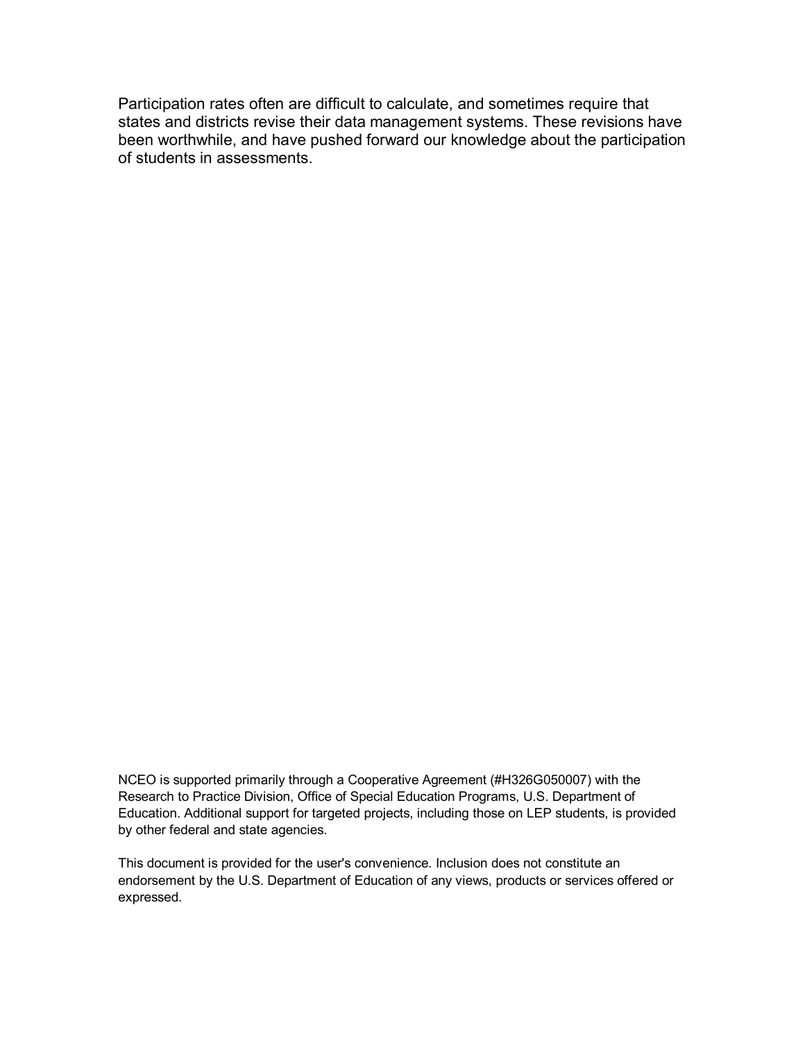Participation rates often are difficult to calculate, and sometimes require that states and districts revise their data management systems. These revisions have been worthwhile, and have pushed forward our knowledge about the participation of students in assessments.

NCEO is supported primarily through a Cooperative Agreement (#H326G050007) with the Research to Practice Division, Office of Special Education Programs, U.S. Department of Education. Additional support for targeted projects, including those on LEP students, is provided by other federal and state agencies.

This document is provided for the user's convenience. Inclusion does not constitute an endorsement by the U.S. Department of Education of any views, products or services offered or expressed.